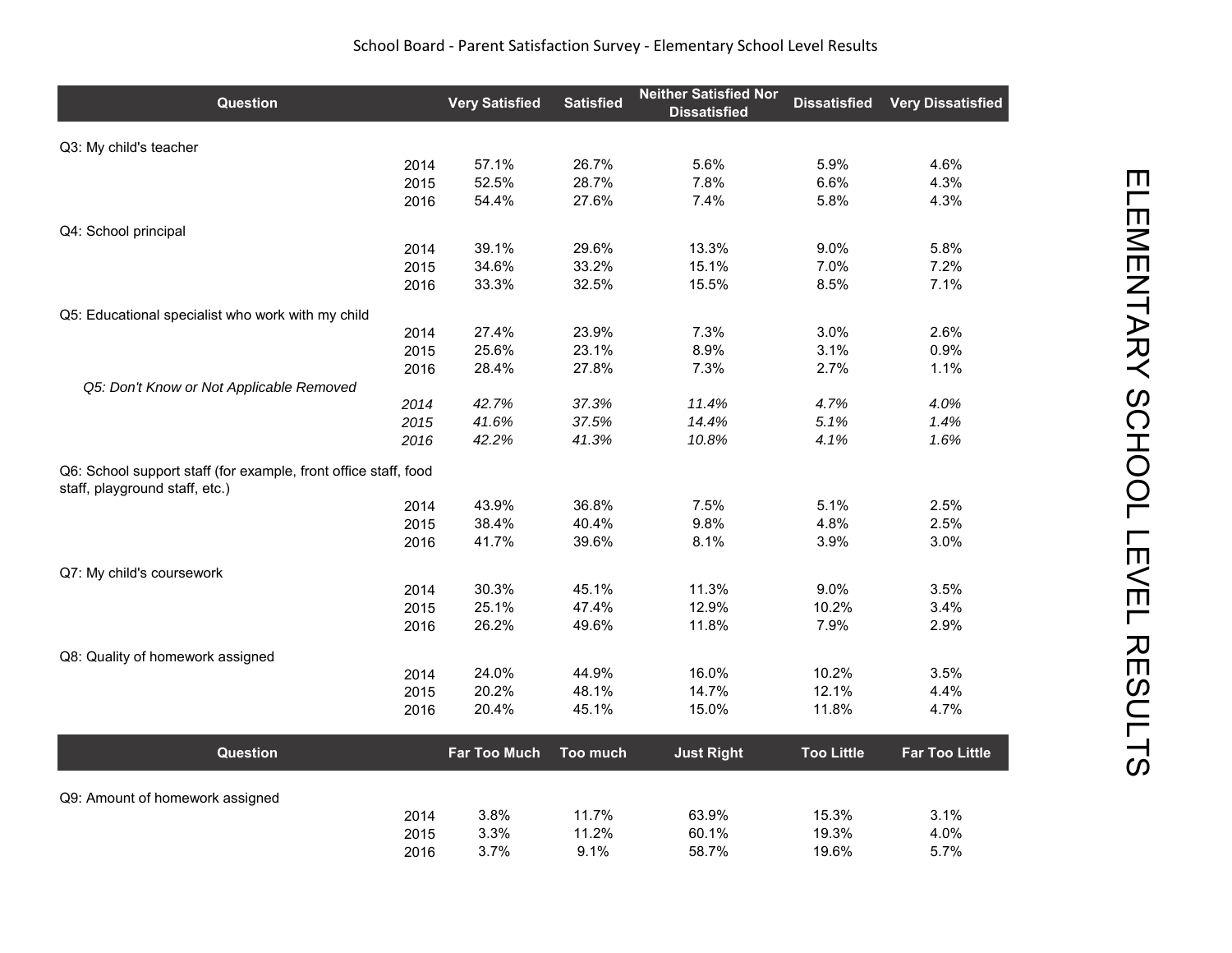School Board - Parent Satisfaction Survey - Elementary School Level Results

ELEMENTARY SCHOOL LEVEL RESULTS

| Question | | Very Satisfied | Satisfied | Neither Satisfied Nor Dissatisfied | Dissatisfied | Very Dissatisfied |
|---|---|---|---|---|---|---|
| Q3: My child's teacher | | | | | | |
| | 2014 | 57.1% | 26.7% | 5.6% | 5.9% | 4.6% |
| | 2015 | 52.5% | 28.7% | 7.8% | 6.6% | 4.3% |
| | 2016 | 54.4% | 27.6% | 7.4% | 5.8% | 4.3% |
| Q4: School principal | | | | | | |
| | 2014 | 39.1% | 29.6% | 13.3% | 9.0% | 5.8% |
| | 2015 | 34.6% | 33.2% | 15.1% | 7.0% | 7.2% |
| | 2016 | 33.3% | 32.5% | 15.5% | 8.5% | 7.1% |
| Q5: Educational specialist who work with my child | | | | | | |
| | 2014 | 27.4% | 23.9% | 7.3% | 3.0% | 2.6% |
| | 2015 | 25.6% | 23.1% | 8.9% | 3.1% | 0.9% |
| | 2016 | 28.4% | 27.8% | 7.3% | 2.7% | 1.1% |
| *Q5: Don't Know or Not Applicable Removed* | | | | | | |
| | *2014* | *42.7%* | *37.3%* | *11.4%* | *4.7%* | *4.0%* |
| | *2015* | *41.6%* | *37.5%* | *14.4%* | *5.1%* | *1.4%* |
| | *2016* | *42.2%* | *41.3%* | *10.8%* | *4.1%* | *1.6%* |
| Q6: School support staff (for example, front office staff, food staff, playground staff, etc.) | | | | | | |
| | 2014 | 43.9% | 36.8% | 7.5% | 5.1% | 2.5% |
| | 2015 | 38.4% | 40.4% | 9.8% | 4.8% | 2.5% |
| | 2016 | 41.7% | 39.6% | 8.1% | 3.9% | 3.0% |
| Q7: My child's coursework | | | | | | |
| | 2014 | 30.3% | 45.1% | 11.3% | 9.0% | 3.5% |
| | 2015 | 25.1% | 47.4% | 12.9% | 10.2% | 3.4% |
| | 2016 | 26.2% | 49.6% | 11.8% | 7.9% | 2.9% |
| Q8: Quality of homework assigned | | | | | | |
| | 2014 | 24.0% | 44.9% | 16.0% | 10.2% | 3.5% |
| | 2015 | 20.2% | 48.1% | 14.7% | 12.1% | 4.4% |
| | 2016 | 20.4% | 45.1% | 15.0% | 11.8% | 4.7% |

| Question | | Far Too Much | Too much | Just Right | Too Little | Far Too Little |
|---|---|---|---|---|---|---|
| Q9: Amount of homework assigned | | | | | | |
| | 2014 | 3.8% | 11.7% | 63.9% | 15.3% | 3.1% |
| | 2015 | 3.3% | 11.2% | 60.1% | 19.3% | 4.0% |
| | 2016 | 3.7% | 9.1% | 58.7% | 19.6% | 5.7% |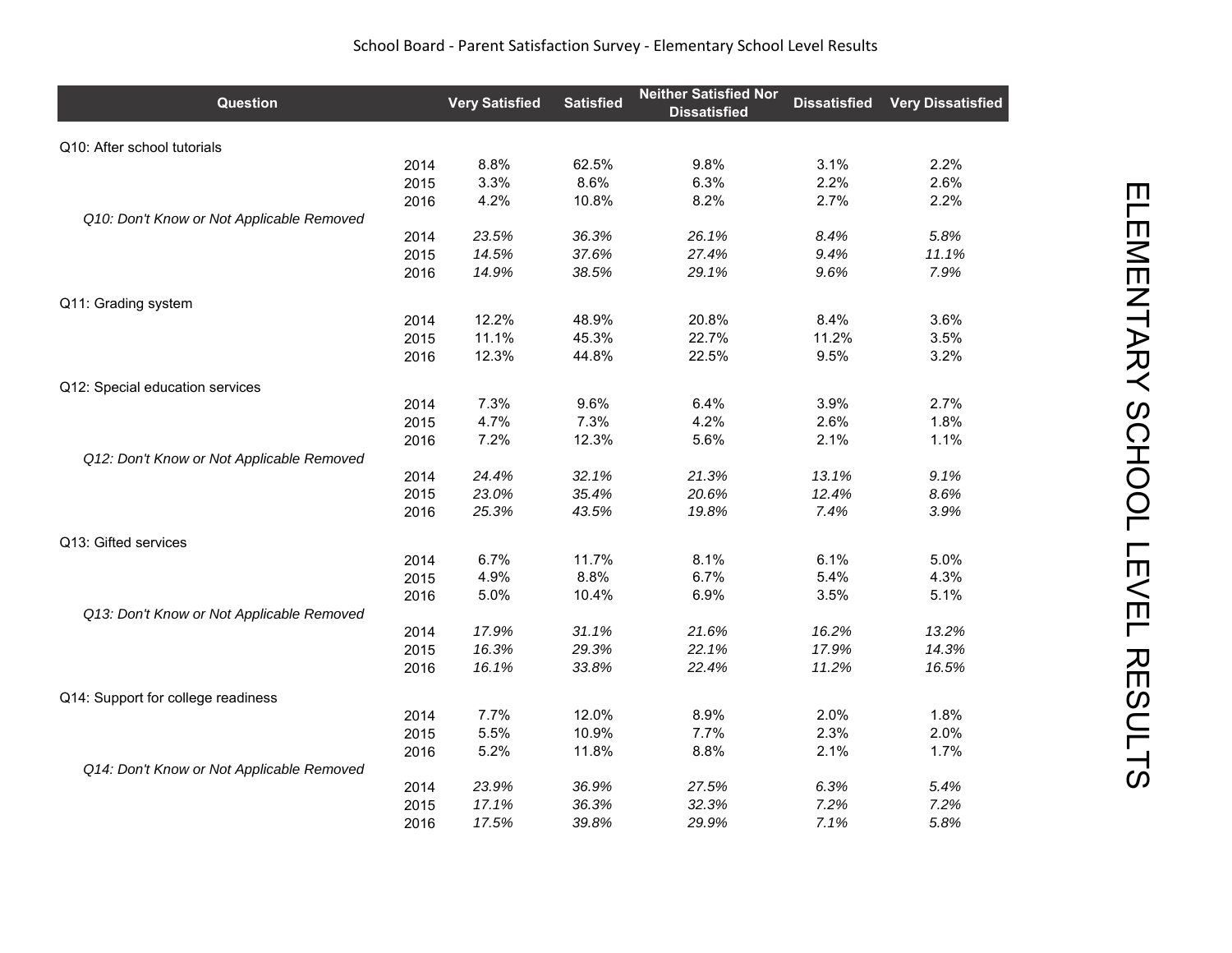School Board - Parent Satisfaction Survey - Elementary School Level Results

| Question | | Very Satisfied | Satisfied | Neither Satisfied Nor Dissatisfied | Dissatisfied | Very Dissatisfied |
|---|---|---|---|---|---|---|
| Q10: After school tutorials | | | | | | |
| | 2014 | 8.8% | 62.5% | 9.8% | 3.1% | 2.2% |
| | 2015 | 3.3% | 8.6% | 6.3% | 2.2% | 2.6% |
| | 2016 | 4.2% | 10.8% | 8.2% | 2.7% | 2.2% |
| *Q10: Don't Know or Not Applicable Removed* | | | | | | |
| | 2014 | *23.5%* | *36.3%* | *26.1%* | *8.4%* | *5.8%* |
| | 2015 | *14.5%* | *37.6%* | *27.4%* | *9.4%* | *11.1%* |
| | 2016 | *14.9%* | *38.5%* | *29.1%* | *9.6%* | *7.9%* |
| Q11: Grading system | | | | | | |
| | 2014 | 12.2% | 48.9% | 20.8% | 8.4% | 3.6% |
| | 2015 | 11.1% | 45.3% | 22.7% | 11.2% | 3.5% |
| | 2016 | 12.3% | 44.8% | 22.5% | 9.5% | 3.2% |
| Q12: Special education services | | | | | | |
| | 2014 | 7.3% | 9.6% | 6.4% | 3.9% | 2.7% |
| | 2015 | 4.7% | 7.3% | 4.2% | 2.6% | 1.8% |
| | 2016 | 7.2% | 12.3% | 5.6% | 2.1% | 1.1% |
| *Q12: Don't Know or Not Applicable Removed* | | | | | | |
| | 2014 | *24.4%* | *32.1%* | *21.3%* | *13.1%* | *9.1%* |
| | 2015 | *23.0%* | *35.4%* | *20.6%* | *12.4%* | *8.6%* |
| | 2016 | *25.3%* | *43.5%* | *19.8%* | *7.4%* | *3.9%* |
| Q13: Gifted services | | | | | | |
| | 2014 | 6.7% | 11.7% | 8.1% | 6.1% | 5.0% |
| | 2015 | 4.9% | 8.8% | 6.7% | 5.4% | 4.3% |
| | 2016 | 5.0% | 10.4% | 6.9% | 3.5% | 5.1% |
| *Q13: Don't Know or Not Applicable Removed* | | | | | | |
| | 2014 | *17.9%* | *31.1%* | *21.6%* | *16.2%* | *13.2%* |
| | 2015 | *16.3%* | *29.3%* | *22.1%* | *17.9%* | *14.3%* |
| | 2016 | *16.1%* | *33.8%* | *22.4%* | *11.2%* | *16.5%* |
| Q14: Support for college readiness | | | | | | |
| | 2014 | 7.7% | 12.0% | 8.9% | 2.0% | 1.8% |
| | 2015 | 5.5% | 10.9% | 7.7% | 2.3% | 2.0% |
| | 2016 | 5.2% | 11.8% | 8.8% | 2.1% | 1.7% |
| *Q14: Don't Know or Not Applicable Removed* | | | | | | |
| | 2014 | *23.9%* | *36.9%* | *27.5%* | *6.3%* | *5.4%* |
| | 2015 | *17.1%* | *36.3%* | *32.3%* | *7.2%* | *7.2%* |
| | 2016 | *17.5%* | *39.8%* | *29.9%* | *7.1%* | *5.8%* |

ELEMENTARY SCHOOL LEVEL RESULTS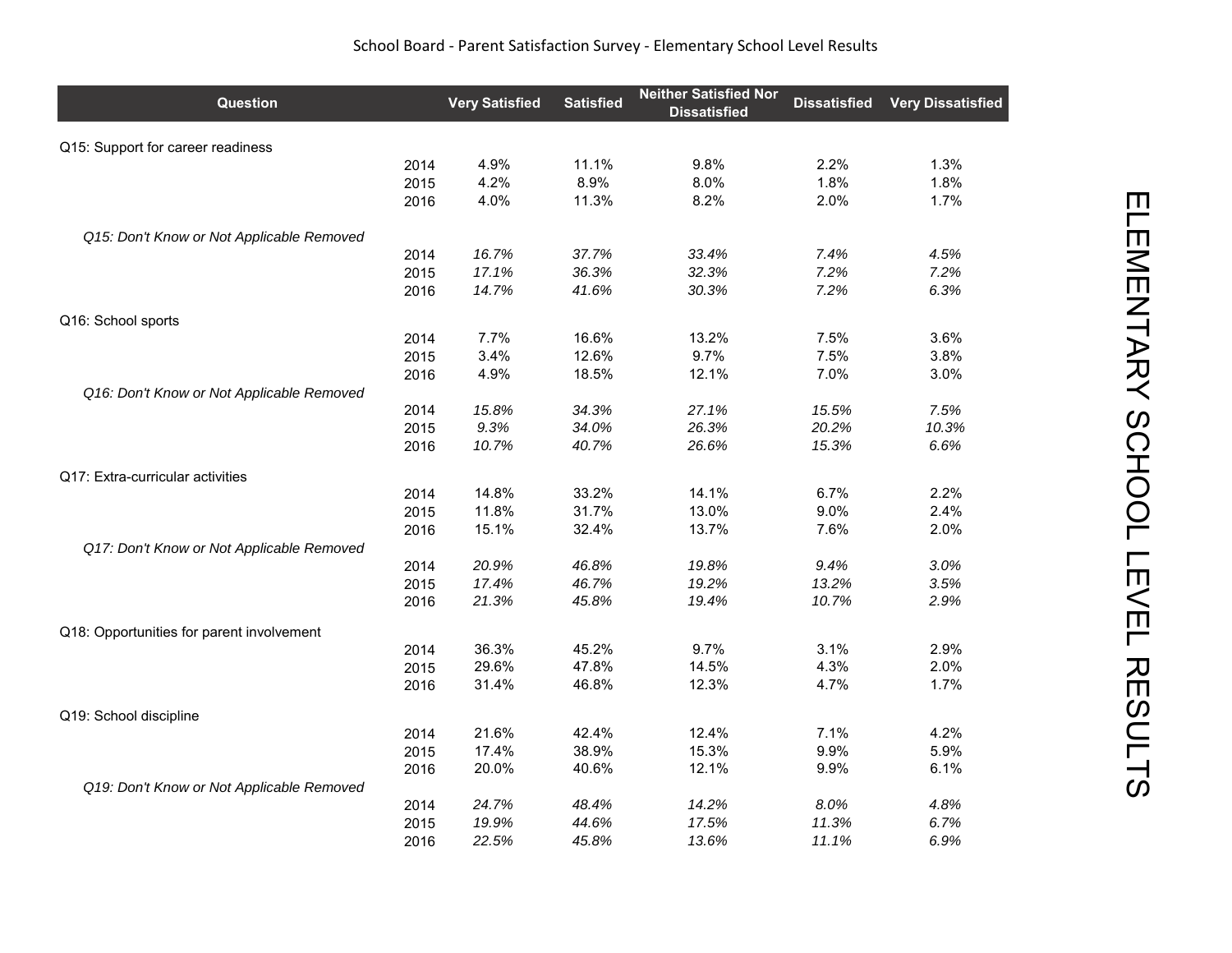School Board - Parent Satisfaction Survey - Elementary School Level Results

ELEMENTARY SCHOOL LEVEL RESULTS

| Question | | Very Satisfied | Satisfied | Neither Satisfied Nor Dissatisfied | Dissatisfied | Very Dissatisfied |
|---|---|---|---|---|---|---|
| Q15: Support for career readiness | | | | | | |
| | 2014 | 4.9% | 11.1% | 9.8% | 2.2% | 1.3% |
| | 2015 | 4.2% | 8.9% | 8.0% | 1.8% | 1.8% |
| | 2016 | 4.0% | 11.3% | 8.2% | 2.0% | 1.7% |
| *Q15: Don't Know or Not Applicable Removed* | | | | | | |
| | 2014 | *16.7%* | *37.7%* | *33.4%* | *7.4%* | *4.5%* |
| | 2015 | *17.1%* | *36.3%* | *32.3%* | *7.2%* | *7.2%* |
| | 2016 | *14.7%* | *41.6%* | *30.3%* | *7.2%* | *6.3%* |
| Q16: School sports | | | | | | |
| | 2014 | 7.7% | 16.6% | 13.2% | 7.5% | 3.6% |
| | 2015 | 3.4% | 12.6% | 9.7% | 7.5% | 3.8% |
| | 2016 | 4.9% | 18.5% | 12.1% | 7.0% | 3.0% |
| *Q16: Don't Know or Not Applicable Removed* | | | | | | |
| | 2014 | *15.8%* | *34.3%* | *27.1%* | *15.5%* | *7.5%* |
| | 2015 | *9.3%* | *34.0%* | *26.3%* | *20.2%* | *10.3%* |
| | 2016 | *10.7%* | *40.7%* | *26.6%* | *15.3%* | *6.6%* |
| Q17: Extra-curricular activities | | | | | | |
| | 2014 | 14.8% | 33.2% | 14.1% | 6.7% | 2.2% |
| | 2015 | 11.8% | 31.7% | 13.0% | 9.0% | 2.4% |
| | 2016 | 15.1% | 32.4% | 13.7% | 7.6% | 2.0% |
| *Q17: Don't Know or Not Applicable Removed* | | | | | | |
| | 2014 | *20.9%* | *46.8%* | *19.8%* | *9.4%* | *3.0%* |
| | 2015 | *17.4%* | *46.7%* | *19.2%* | *13.2%* | *3.5%* |
| | 2016 | *21.3%* | *45.8%* | *19.4%* | *10.7%* | *2.9%* |
| Q18: Opportunities for parent involvement | | | | | | |
| | 2014 | 36.3% | 45.2% | 9.7% | 3.1% | 2.9% |
| | 2015 | 29.6% | 47.8% | 14.5% | 4.3% | 2.0% |
| | 2016 | 31.4% | 46.8% | 12.3% | 4.7% | 1.7% |
| Q19: School discipline | | | | | | |
| | 2014 | 21.6% | 42.4% | 12.4% | 7.1% | 4.2% |
| | 2015 | 17.4% | 38.9% | 15.3% | 9.9% | 5.9% |
| | 2016 | 20.0% | 40.6% | 12.1% | 9.9% | 6.1% |
| *Q19: Don't Know or Not Applicable Removed* | | | | | | |
| | 2014 | *24.7%* | *48.4%* | *14.2%* | *8.0%* | *4.8%* |
| | 2015 | *19.9%* | *44.6%* | *17.5%* | *11.3%* | *6.7%* |
| | 2016 | *22.5%* | *45.8%* | *13.6%* | *11.1%* | *6.9%* |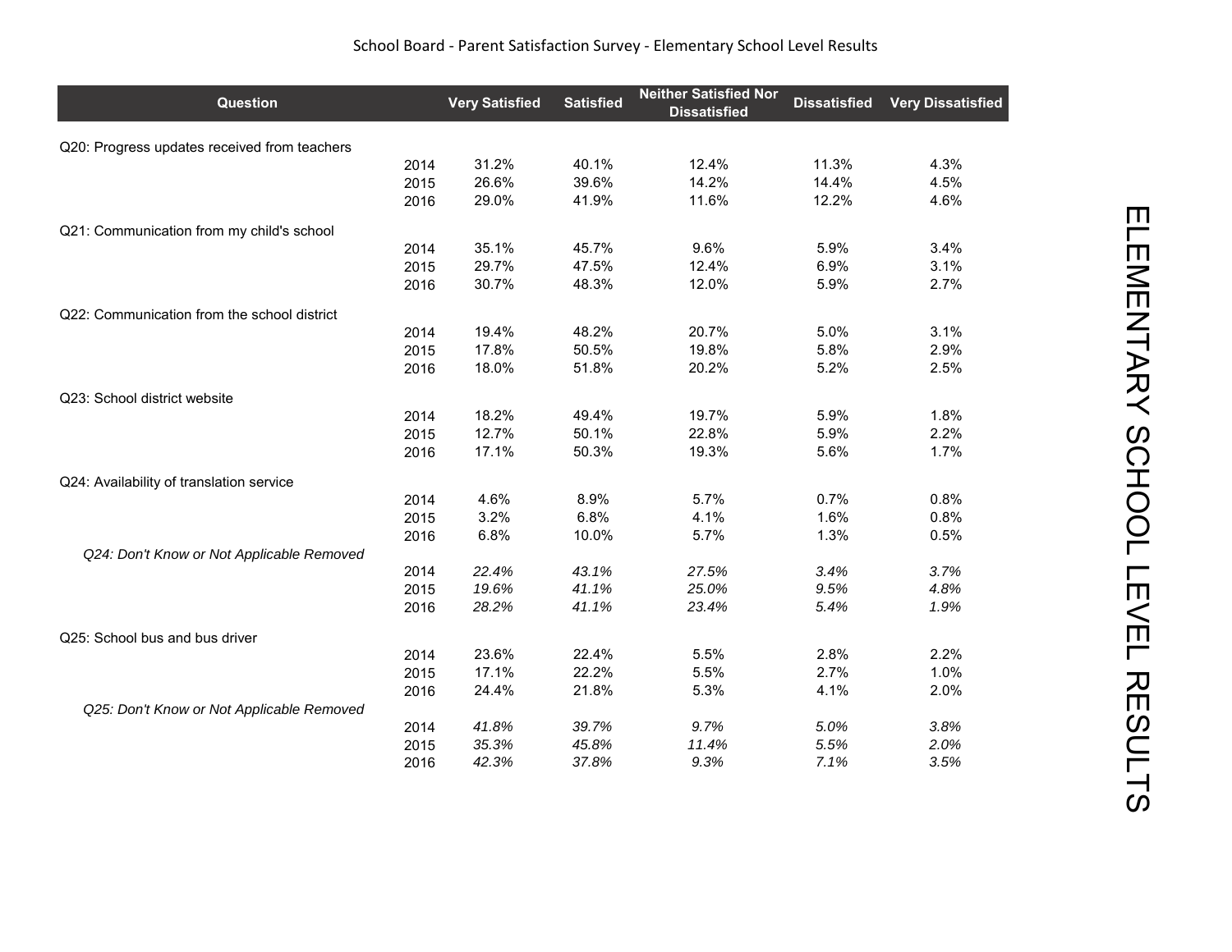School Board - Parent Satisfaction Survey - Elementary School Level Results

| Question | | Very Satisfied | Satisfied | Neither Satisfied Nor Dissatisfied | Dissatisfied | Very Dissatisfied |
|---|---|---|---|---|---|---|
| Q20: Progress updates received from teachers | | | | | | |
| | 2014 | 31.2% | 40.1% | 12.4% | 11.3% | 4.3% |
| | 2015 | 26.6% | 39.6% | 14.2% | 14.4% | 4.5% |
| | 2016 | 29.0% | 41.9% | 11.6% | 12.2% | 4.6% |
| Q21: Communication from my child's school | | | | | | |
| | 2014 | 35.1% | 45.7% | 9.6% | 5.9% | 3.4% |
| | 2015 | 29.7% | 47.5% | 12.4% | 6.9% | 3.1% |
| | 2016 | 30.7% | 48.3% | 12.0% | 5.9% | 2.7% |
| Q22: Communication from the school district | | | | | | |
| | 2014 | 19.4% | 48.2% | 20.7% | 5.0% | 3.1% |
| | 2015 | 17.8% | 50.5% | 19.8% | 5.8% | 2.9% |
| | 2016 | 18.0% | 51.8% | 20.2% | 5.2% | 2.5% |
| Q23: School district website | | | | | | |
| | 2014 | 18.2% | 49.4% | 19.7% | 5.9% | 1.8% |
| | 2015 | 12.7% | 50.1% | 22.8% | 5.9% | 2.2% |
| | 2016 | 17.1% | 50.3% | 19.3% | 5.6% | 1.7% |
| Q24: Availability of translation service | | | | | | |
| | 2014 | 4.6% | 8.9% | 5.7% | 0.7% | 0.8% |
| | 2015 | 3.2% | 6.8% | 4.1% | 1.6% | 0.8% |
| | 2016 | 6.8% | 10.0% | 5.7% | 1.3% | 0.5% |
| *Q24: Don't Know or Not Applicable Removed* | | | | | | |
| | 2014 | *22.4%* | *43.1%* | *27.5%* | *3.4%* | *3.7%* |
| | 2015 | *19.6%* | *41.1%* | *25.0%* | *9.5%* | *4.8%* |
| | 2016 | *28.2%* | *41.1%* | *23.4%* | *5.4%* | *1.9%* |
| Q25: School bus and bus driver | | | | | | |
| | 2014 | 23.6% | 22.4% | 5.5% | 2.8% | 2.2% |
| | 2015 | 17.1% | 22.2% | 5.5% | 2.7% | 1.0% |
| | 2016 | 24.4% | 21.8% | 5.3% | 4.1% | 2.0% |
| *Q25: Don't Know or Not Applicable Removed* | | | | | | |
| | 2014 | *41.8%* | *39.7%* | *9.7%* | *5.0%* | *3.8%* |
| | 2015 | *35.3%* | *45.8%* | *11.4%* | *5.5%* | *2.0%* |
| | 2016 | *42.3%* | *37.8%* | *9.3%* | *7.1%* | *3.5%* |

ELEMENTARY SCHOOL LEVEL RESULTS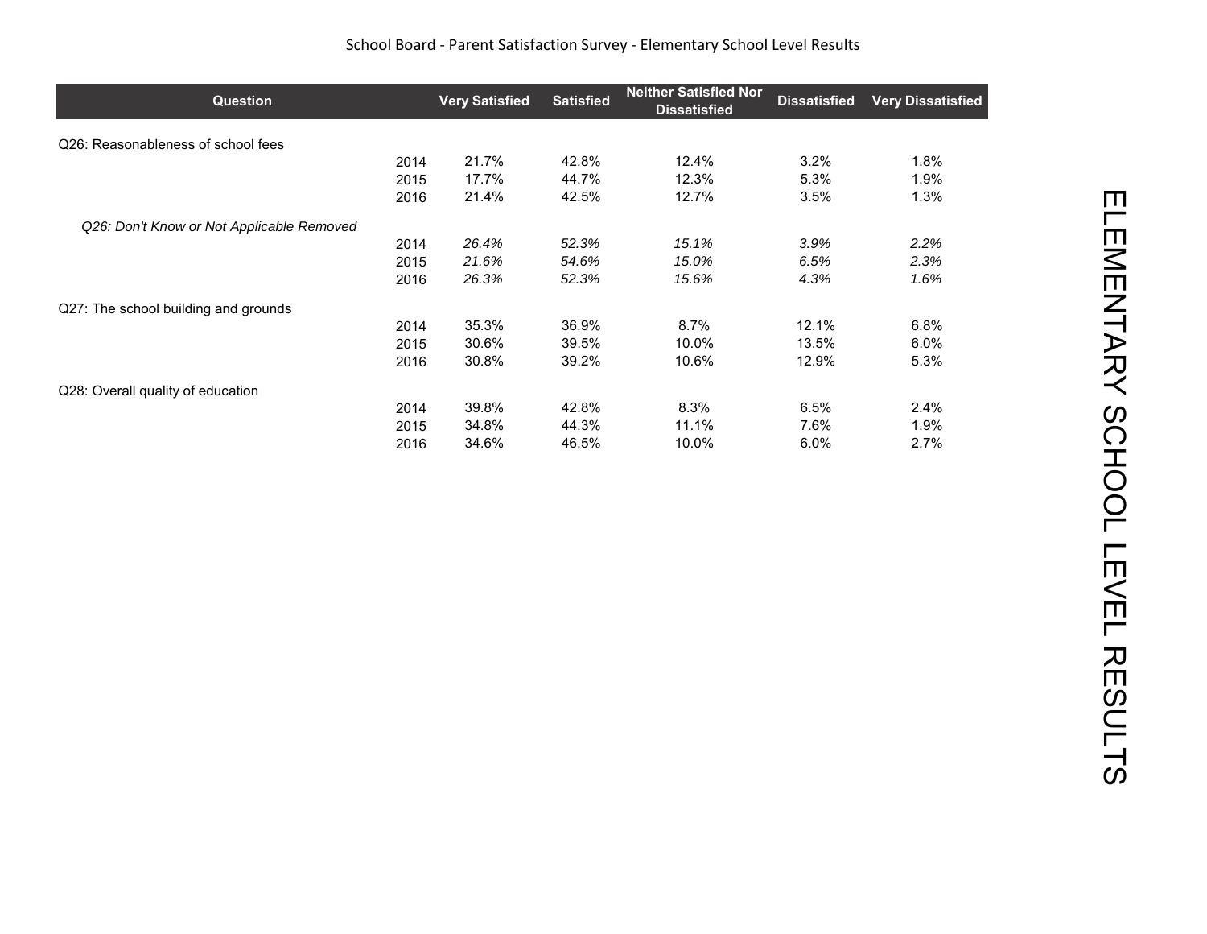School Board - Parent Satisfaction Survey - Elementary School Level Results

| Question | | Very Satisfied | Satisfied | Neither Satisfied Nor Dissatisfied | Dissatisfied | Very Dissatisfied |
|---|---|---|---|---|---|---|
| Q26: Reasonableness of school fees | | | | | | |
| | 2014 | 21.7% | 42.8% | 12.4% | 3.2% | 1.8% |
| | 2015 | 17.7% | 44.7% | 12.3% | 5.3% | 1.9% |
| | 2016 | 21.4% | 42.5% | 12.7% | 3.5% | 1.3% |
| *Q26: Don't Know or Not Applicable Removed* | | | | | | |
| | 2014 | *26.4%* | *52.3%* | *15.1%* | *3.9%* | *2.2%* |
| | 2015 | *21.6%* | *54.6%* | *15.0%* | *6.5%* | *2.3%* |
| | 2016 | *26.3%* | *52.3%* | *15.6%* | *4.3%* | *1.6%* |
| Q27: The school building and grounds | | | | | | |
| | 2014 | 35.3% | 36.9% | 8.7% | 12.1% | 6.8% |
| | 2015 | 30.6% | 39.5% | 10.0% | 13.5% | 6.0% |
| | 2016 | 30.8% | 39.2% | 10.6% | 12.9% | 5.3% |
| Q28: Overall quality of education | | | | | | |
| | 2014 | 39.8% | 42.8% | 8.3% | 6.5% | 2.4% |
| | 2015 | 34.8% | 44.3% | 11.1% | 7.6% | 1.9% |
| | 2016 | 34.6% | 46.5% | 10.0% | 6.0% | 2.7% |

ELEMENTARY SCHOOL LEVEL RESULTS